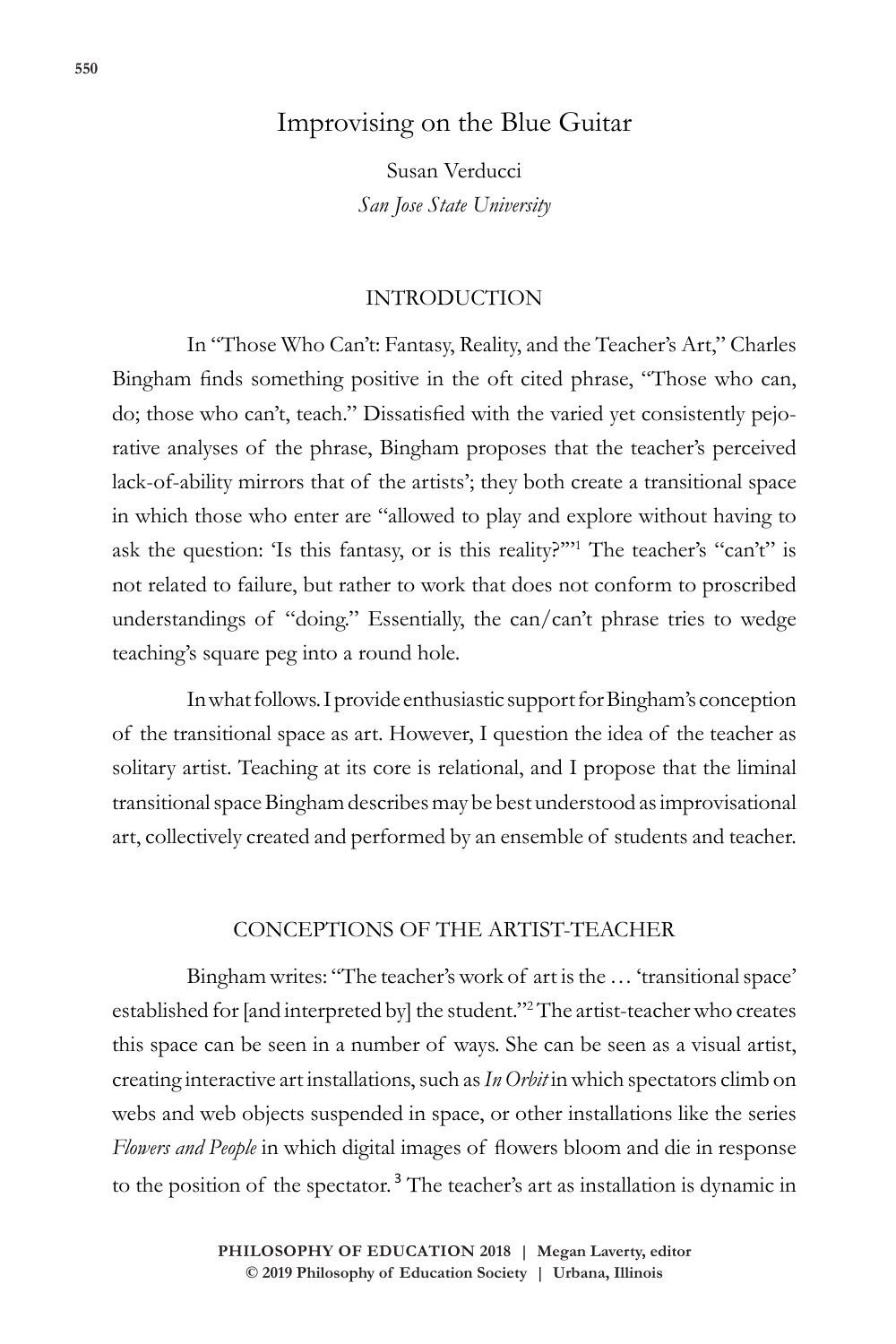# Improvising on the Blue Guitar

Susan Verducci
*San Jose State University*

## INTRODUCTION

In "Those Who Can't: Fantasy, Reality, and the Teacher's Art," Charles Bingham finds something positive in the oft cited phrase, "Those who can, do; those who can't, teach." Dissatisfied with the varied yet consistently pejorative analyses of the phrase, Bingham proposes that the teacher's perceived lack-of-ability mirrors that of the artists'; they both create a transitional space in which those who enter are "allowed to play and explore without having to ask the question: 'Is this fantasy, or is this reality?'"[1] The teacher's "can't" is not related to failure, but rather to work that does not conform to proscribed understandings of "doing." Essentially, the can/can't phrase tries to wedge teaching's square peg into a round hole.

In what follows. I provide enthusiastic support for Bingham's conception of the transitional space as art. However, I question the idea of the teacher as solitary artist. Teaching at its core is relational, and I propose that the liminal transitional space Bingham describes may be best understood as improvisational art, collectively created and performed by an ensemble of students and teacher.

## CONCEPTIONS OF THE ARTIST-TEACHER

Bingham writes: "The teacher's work of art is the … 'transitional space' established for [and interpreted by] the student."[2] The artist-teacher who creates this space can be seen in a number of ways. She can be seen as a visual artist, creating interactive art installations, such as *In Orbit* in which spectators climb on webs and web objects suspended in space, or other installations like the series *Flowers and People* in which digital images of flowers bloom and die in response to the position of the spectator.[3] The teacher's art as installation is dynamic in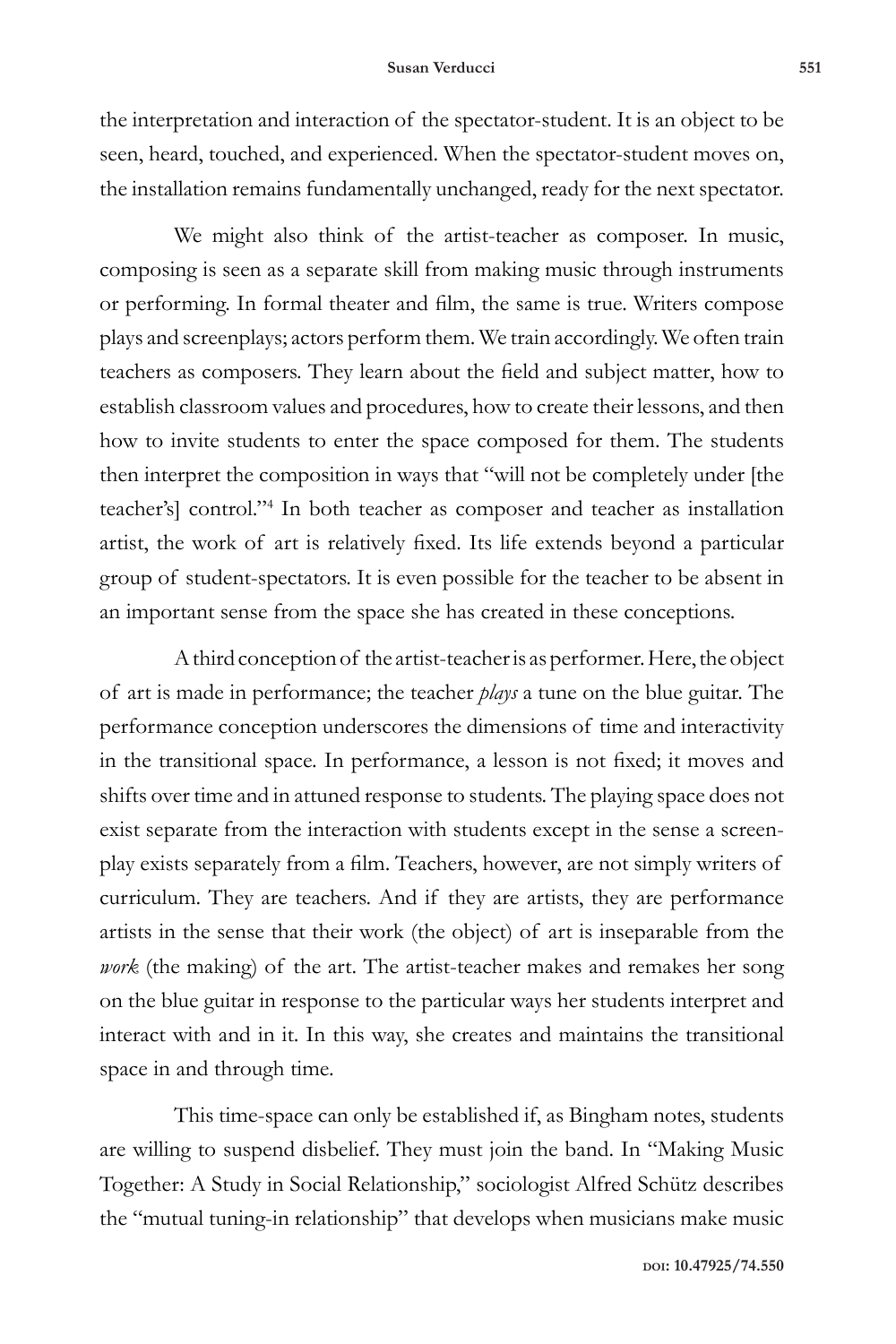the interpretation and interaction of the spectator-student. It is an object to be seen, heard, touched, and experienced. When the spectator-student moves on, the installation remains fundamentally unchanged, ready for the next spectator.

We might also think of the artist-teacher as composer. In music, composing is seen as a separate skill from making music through instruments or performing. In formal theater and film, the same is true. Writers compose plays and screenplays; actors perform them. We train accordingly. We often train teachers as composers. They learn about the field and subject matter, how to establish classroom values and procedures, how to create their lessons, and then how to invite students to enter the space composed for them. The students then interpret the composition in ways that "will not be completely under [the teacher's] control."[4] In both teacher as composer and teacher as installation artist, the work of art is relatively fixed. Its life extends beyond a particular group of student-spectators. It is even possible for the teacher to be absent in an important sense from the space she has created in these conceptions.

A third conception of the artist-teacher is as performer. Here, the object of art is made in performance; the teacher *plays* a tune on the blue guitar. The performance conception underscores the dimensions of time and interactivity in the transitional space. In performance, a lesson is not fixed; it moves and shifts over time and in attuned response to students. The playing space does not exist separate from the interaction with students except in the sense a screenplay exists separately from a film. Teachers, however, are not simply writers of curriculum. They are teachers. And if they are artists, they are performance artists in the sense that their work (the object) of art is inseparable from the *work* (the making) of the art. The artist-teacher makes and remakes her song on the blue guitar in response to the particular ways her students interpret and interact with and in it. In this way, she creates and maintains the transitional space in and through time.

This time-space can only be established if, as Bingham notes, students are willing to suspend disbelief. They must join the band. In "Making Music Together: A Study in Social Relationship," sociologist Alfred Schütz describes the "mutual tuning-in relationship" that develops when musicians make music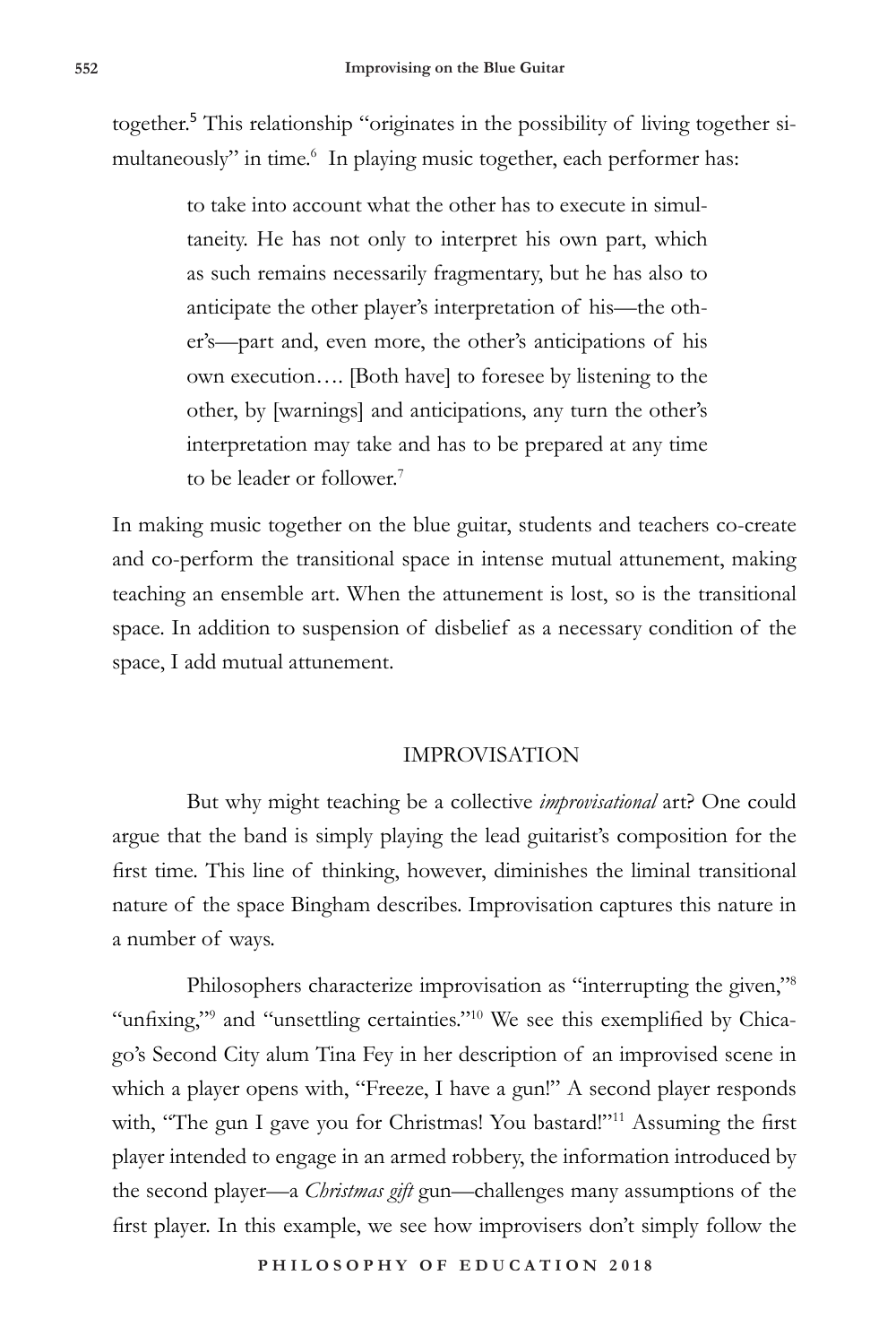together.[5] This relationship "originates in the possibility of living together simultaneously" in time.[6] In playing music together, each performer has:

> to take into account what the other has to execute in simultaneity. He has not only to interpret his own part, which as such remains necessarily fragmentary, but he has also to anticipate the other player's interpretation of his—the other's—part and, even more, the other's anticipations of his own execution…. [Both have] to foresee by listening to the other, by [warnings] and anticipations, any turn the other's interpretation may take and has to be prepared at any time to be leader or follower.[7]

In making music together on the blue guitar, students and teachers co-create and co-perform the transitional space in intense mutual attunement, making teaching an ensemble art. When the attunement is lost, so is the transitional space. In addition to suspension of disbelief as a necessary condition of the space, I add mutual attunement.

## IMPROVISATION

But why might teaching be a collective *improvisational* art? One could argue that the band is simply playing the lead guitarist's composition for the first time. This line of thinking, however, diminishes the liminal transitional nature of the space Bingham describes. Improvisation captures this nature in a number of ways.

Philosophers characterize improvisation as "interrupting the given,"[8] "unfixing,"[9] and "unsettling certainties."[10] We see this exemplified by Chicago's Second City alum Tina Fey in her description of an improvised scene in which a player opens with, "Freeze, I have a gun!" A second player responds with, "The gun I gave you for Christmas! You bastard!"[11] Assuming the first player intended to engage in an armed robbery, the information introduced by the second player—a *Christmas gift* gun—challenges many assumptions of the first player. In this example, we see how improvisers don't simply follow the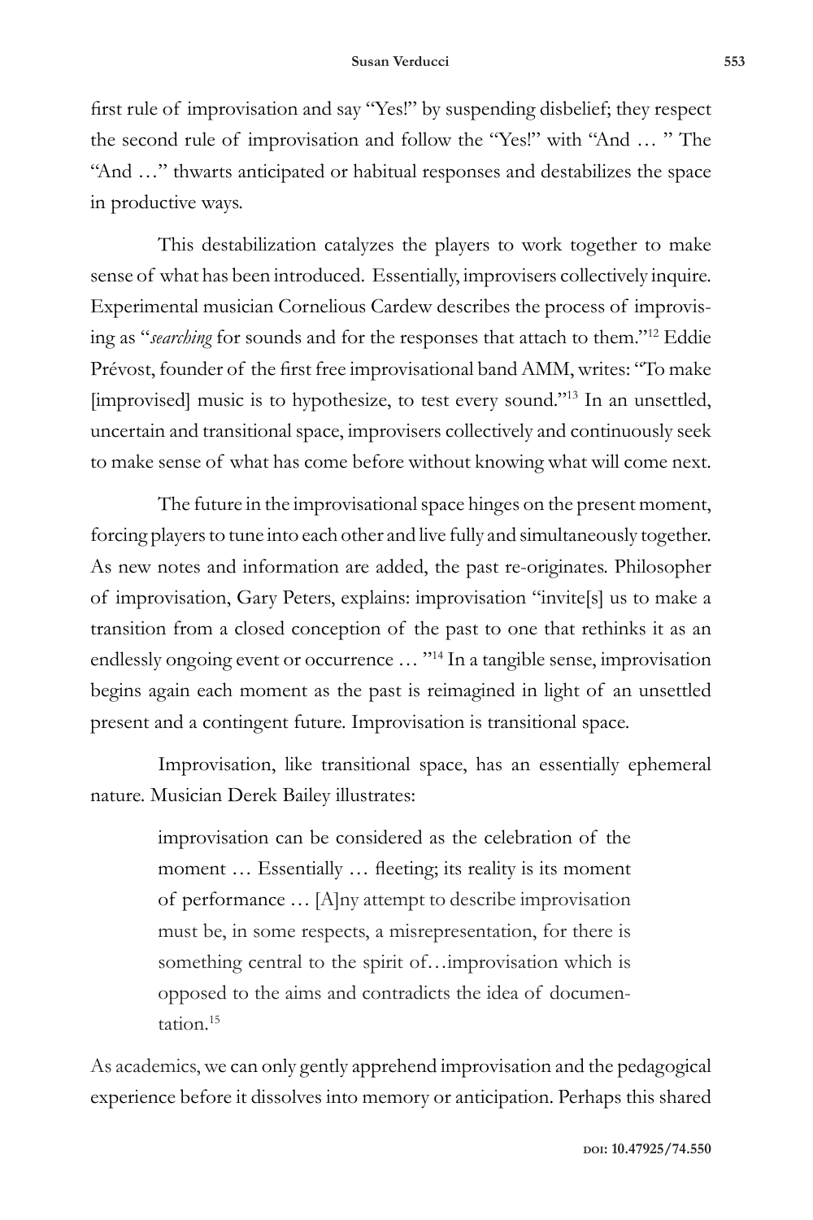first rule of improvisation and say "Yes!" by suspending disbelief; they respect the second rule of improvisation and follow the "Yes!" with "And … " The "And …" thwarts anticipated or habitual responses and destabilizes the space in productive ways.

This destabilization catalyzes the players to work together to make sense of what has been introduced. Essentially, improvisers collectively inquire. Experimental musician Cornelious Cardew describes the process of improvising as "*searching* for sounds and for the responses that attach to them."[12] Eddie Prévost, founder of the first free improvisational band AMM, writes: "To make [improvised] music is to hypothesize, to test every sound."[13] In an unsettled, uncertain and transitional space, improvisers collectively and continuously seek to make sense of what has come before without knowing what will come next.

The future in the improvisational space hinges on the present moment, forcing players to tune into each other and live fully and simultaneously together. As new notes and information are added, the past re-originates. Philosopher of improvisation, Gary Peters, explains: improvisation "invite[s] us to make a transition from a closed conception of the past to one that rethinks it as an endlessly ongoing event or occurrence … "[14] In a tangible sense, improvisation begins again each moment as the past is reimagined in light of an unsettled present and a contingent future. Improvisation is transitional space.

Improvisation, like transitional space, has an essentially ephemeral nature. Musician Derek Bailey illustrates:

> improvisation can be considered as the celebration of the moment … Essentially … fleeting; its reality is its moment of performance … [A]ny attempt to describe improvisation must be, in some respects, a misrepresentation, for there is something central to the spirit of…improvisation which is opposed to the aims and contradicts the idea of documentation.[15]

As academics, we can only gently apprehend improvisation and the pedagogical experience before it dissolves into memory or anticipation. Perhaps this shared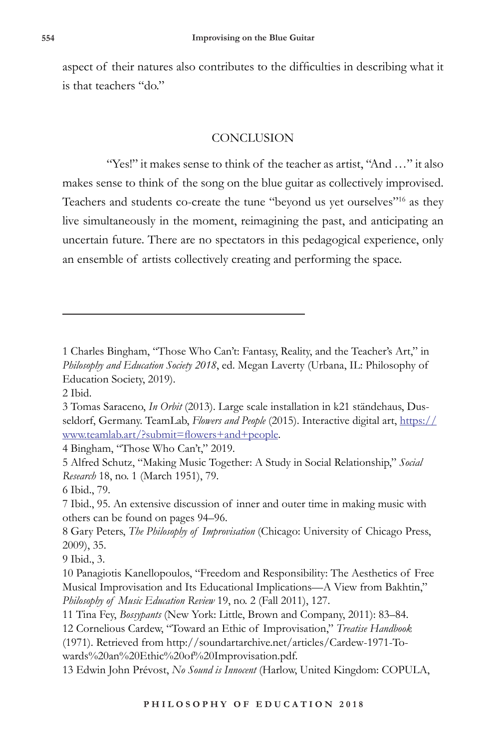aspect of their natures also contributes to the difficulties in describing what it is that teachers "do."

## CONCLUSION

"Yes!" it makes sense to think of the teacher as artist, "And …" it also makes sense to think of the song on the blue guitar as collectively improvised. Teachers and students co-create the tune "beyond us yet ourselves"[16] as they live simultaneously in the moment, reimagining the past, and anticipating an uncertain future. There are no spectators in this pedagogical experience, only an ensemble of artists collectively creating and performing the space.

---

1 Charles Bingham, "Those Who Can't: Fantasy, Reality, and the Teacher's Art," in *Philosophy and Education Society 2018*, ed. Megan Laverty (Urbana, IL: Philosophy of Education Society, 2019).

2 Ibid.

3 Tomas Saraceno, *In Orbit* (2013). Large scale installation in k21 ständehaus, Dusseldorf, Germany. TeamLab, *Flowers and People* (2015). Interactive digital art, https://www.teamlab.art/?submit=flowers+and+people.

4 Bingham, "Those Who Can't," 2019.

5 Alfred Schutz, "Making Music Together: A Study in Social Relationship," *Social Research* 18, no. 1 (March 1951), 79.

6 Ibid., 79.

7 Ibid., 95. An extensive discussion of inner and outer time in making music with others can be found on pages 94–96.

8 Gary Peters, *The Philosophy of Improvisation* (Chicago: University of Chicago Press, 2009), 35.

9 Ibid., 3.

10 Panagiotis Kanellopoulos, "Freedom and Responsibility: The Aesthetics of Free Musical Improvisation and Its Educational Implications—A View from Bakhtin," *Philosophy of Music Education Review* 19, no. 2 (Fall 2011), 127.

11 Tina Fey, *Bossypants* (New York: Little, Brown and Company, 2011): 83–84.

12 Cornelious Cardew, "Toward an Ethic of Improvisation," *Treatise Handbook* (1971). Retrieved from http://soundartarchive.net/articles/Cardew-1971-Towards%20an%20Ethic%20of%20Improvisation.pdf.

13 Edwin John Prévost, *No Sound is Innocent* (Harlow, United Kingdom: COPULA,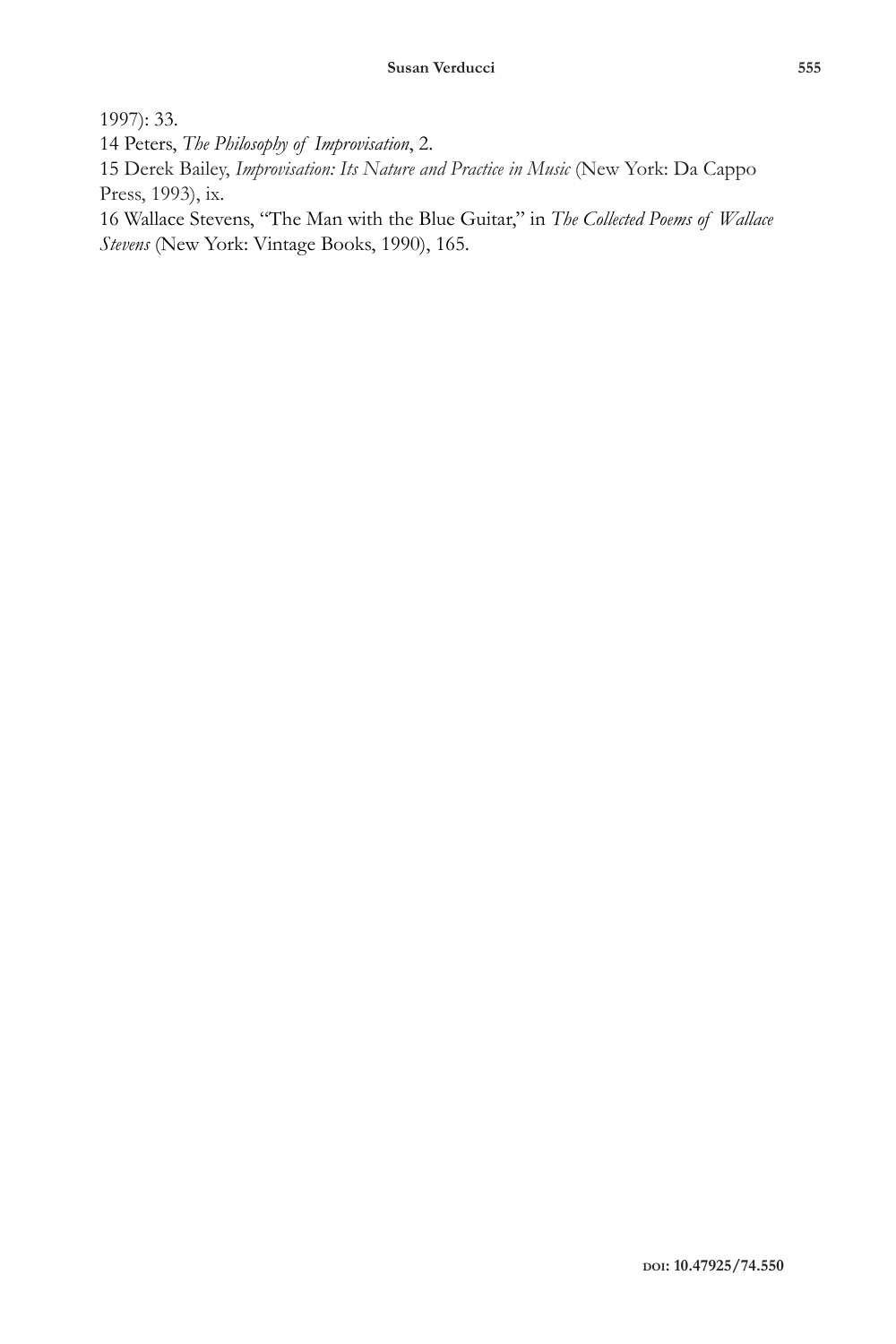1997): 33.

14 Peters, *The Philosophy of Improvisation*, 2.

15 Derek Bailey, *Improvisation: Its Nature and Practice in Music* (New York: Da Cappo Press, 1993), ix.

16 Wallace Stevens, "The Man with the Blue Guitar," in *The Collected Poems of Wallace Stevens* (New York: Vintage Books, 1990), 165.